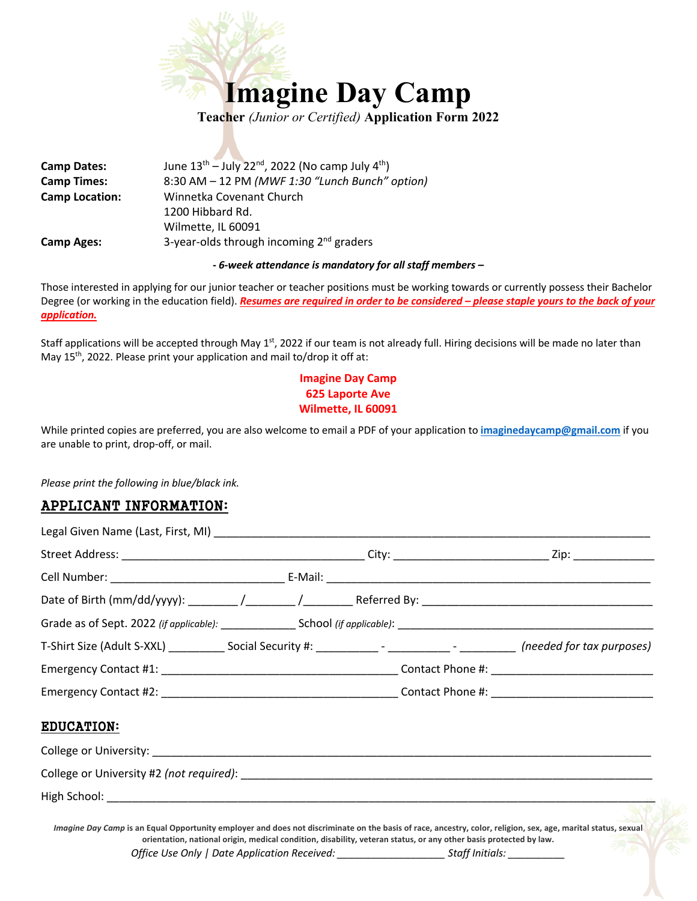# Imagine Day Camp

**Teacher** *(Junior or Certified)* **Application Form 2022**

**Camp Dates:** June 13th – July 22nd, 2022 (No camp July 4th)
**Camp Times:** 8:30 AM – 12 PM *(MWF 1:30 "Lunch Bunch" option)*
**Camp Location:** Winnetka Covenant Church
1200 Hibbard Rd.
Wilmette, IL 60091
**Camp Ages:** 3-year-olds through incoming 2nd graders

***- 6-week attendance is mandatory for all staff members –***

Those interested in applying for our junior teacher or teacher positions must be working towards or currently possess their Bachelor Degree (or working in the education field). ***Resumes are required in order to be considered – please staple yours to the back of your application.***

Staff applications will be accepted through May 1st, 2022 if our team is not already full. Hiring decisions will be made no later than May 15th, 2022. Please print your application and mail to/drop it off at:

**Imagine Day Camp**
**625 Laporte Ave**
**Wilmette, IL 60091**

While printed copies are preferred, you are also welcome to email a PDF of your application to **imaginedaycamp@gmail.com** if you are unable to print, drop-off, or mail.

*Please print the following in blue/black ink.*

## APPLICANT INFORMATION:

Legal Given Name (Last, First, MI) ________________________________________

Street Address: ______________________ City: ______________ Zip: ________

Cell Number: ________________ E-Mail: ______________________________

Date of Birth (mm/dd/yyyy): ______/______/______ Referred By: ____________________

Grade as of Sept. 2022 *(if applicable)*: ________ School *(if applicable)*: ____________________

T-Shirt Size (Adult S-XXL) ______ Social Security #: ______ - ______ - ______ *(needed for tax purposes)*

Emergency Contact #1: ______________________ Contact Phone #: ______________

Emergency Contact #2: ______________________ Contact Phone #: ______________

## EDUCATION:

College or University: ________________________________________

College or University #2 *(not required)*: ________________________________________

High School: ________________________________________

*Imagine Day Camp* is an Equal Opportunity employer and does not discriminate on the basis of race, ancestry, color, religion, sex, age, marital status, sexual orientation, national origin, medical condition, disability, veteran status, or any other basis protected by law.

*Office Use Only | Date Application Received: ______________ Staff Initials: ________*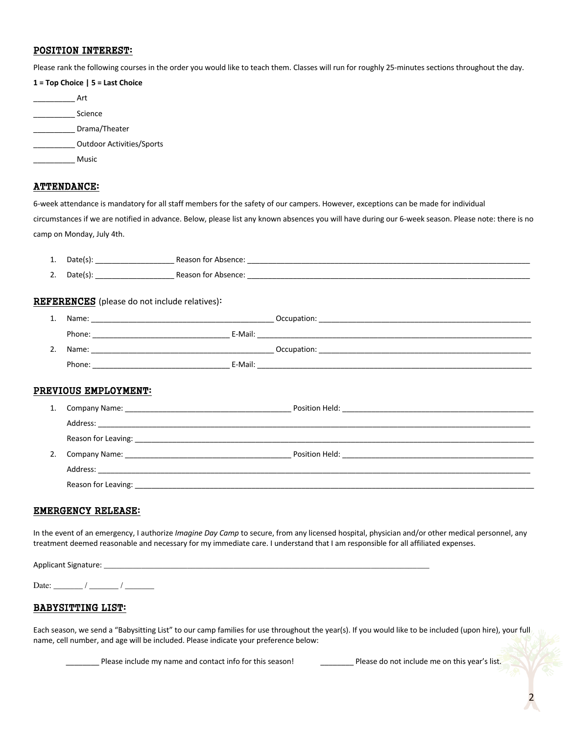## POSITION INTEREST:

Please rank the following courses in the order you would like to teach them. Classes will run for roughly 25-minutes sections throughout the day.

**1 = Top Choice | 5 = Last Choice**

__________ Art

__________ Science

__________ Drama/Theater

__________ Outdoor Activities/Sports

__________ Music

## ATTENDANCE:

6-week attendance is mandatory for all staff members for the safety of our campers. However, exceptions can be made for individual circumstances if we are notified in advance. Below, please list any known absences you will have during our 6-week season. Please note: there is no camp on Monday, July 4th.

1. Date(s): ___________________ Reason for Absence: ______________________________________________________________________
2. Date(s): ___________________ Reason for Absence: ______________________________________________________________________

## REFERENCES (please do not include relatives):

1. Name: ____________________________________________ Occupation: ____________________________________________________
   Phone: _________________________________ E-Mail: ____________________________________________________________________
2. Name: ____________________________________________ Occupation: ____________________________________________________
   Phone: _________________________________ E-Mail: ____________________________________________________________________

## PREVIOUS EMPLOYMENT:

1. Company Name: ________________________________________ Position Held: _______________________________________________
   Address: ______________________________________________________________________________________________________
   Reason for Leaving: _______________________________________________________________________________________________
2. Company Name: ________________________________________ Position Held: _______________________________________________
   Address: ______________________________________________________________________________________________________
   Reason for Leaving: _______________________________________________________________________________________________

## EMERGENCY RELEASE:

In the event of an emergency, I authorize *Imagine Day Camp* to secure, from any licensed hospital, physician and/or other medical personnel, any treatment deemed reasonable and necessary for my immediate care. I understand that I am responsible for all affiliated expenses.

Applicant Signature: _________________________________________________________________________________

Date: _______ / _______ / _______

## BABYSITTING LIST:

Each season, we send a "Babysitting List" to our camp families for use throughout the year(s). If you would like to be included (upon hire), your full name, cell number, and age will be included. Please indicate your preference below:

________ Please include my name and contact info for this season!          ________ Please do not include me on this year's list.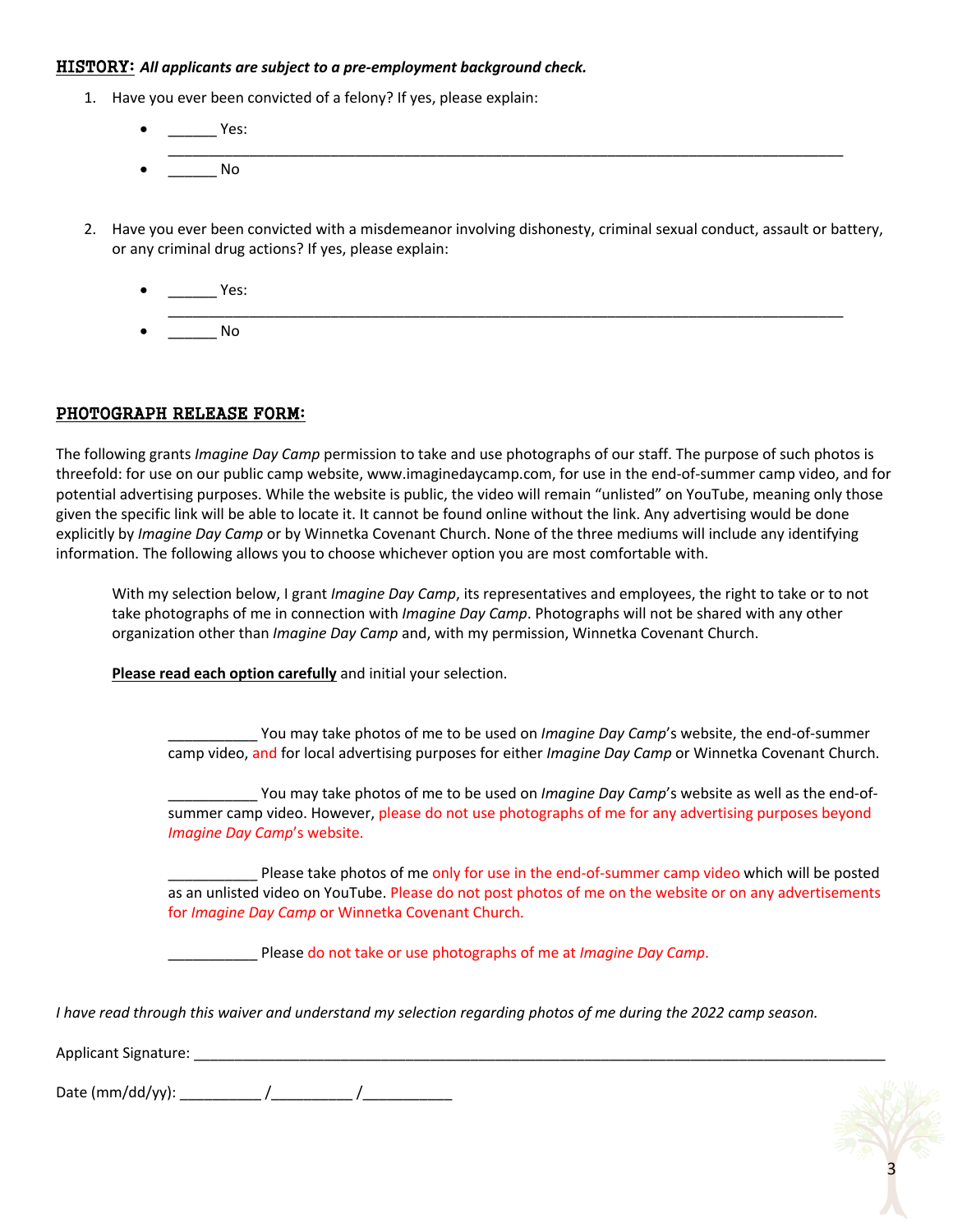**HISTORY:** ***All applicants are subject to a pre-employment background check.***

1. Have you ever been convicted of a felony? If yes, please explain:
    - ______ Yes: ______________________________________________________________________________
    - ______ No

2. Have you ever been convicted with a misdemeanor involving dishonesty, criminal sexual conduct, assault or battery, or any criminal drug actions? If yes, please explain:
    - ______ Yes: ______________________________________________________________________________
    - ______ No

## PHOTOGRAPH RELEASE FORM:

The following grants *Imagine Day Camp* permission to take and use photographs of our staff. The purpose of such photos is threefold: for use on our public camp website, www.imaginedaycamp.com, for use in the end-of-summer camp video, and for potential advertising purposes. While the website is public, the video will remain "unlisted" on YouTube, meaning only those given the specific link will be able to locate it. It cannot be found online without the link. Any advertising would be done explicitly by *Imagine Day Camp* or by Winnetka Covenant Church. None of the three mediums will include any identifying information. The following allows you to choose whichever option you are most comfortable with.

With my selection below, I grant *Imagine Day Camp*, its representatives and employees, the right to take or to not take photographs of me in connection with *Imagine Day Camp*. Photographs will not be shared with any other organization other than *Imagine Day Camp* and, with my permission, Winnetka Covenant Church.

**Please read each option carefully** and initial your selection.

___________ You may take photos of me to be used on *Imagine Day Camp*'s website, the end-of-summer camp video, and for local advertising purposes for either *Imagine Day Camp* or Winnetka Covenant Church.

___________ You may take photos of me to be used on *Imagine Day Camp*'s website as well as the end-of-summer camp video. However, please do not use photographs of me for any advertising purposes beyond *Imagine Day Camp*'s website.

___________ Please take photos of me only for use in the end-of-summer camp video which will be posted as an unlisted video on YouTube. Please do not post photos of me on the website or on any advertisements for *Imagine Day Camp* or Winnetka Covenant Church.

___________ Please do not take or use photographs of me at *Imagine Day Camp*.

*I have read through this waiver and understand my selection regarding photos of me during the 2022 camp season.*

Applicant Signature: ______________________________________________________________________________

Date (mm/dd/yy): __________ /__________ /___________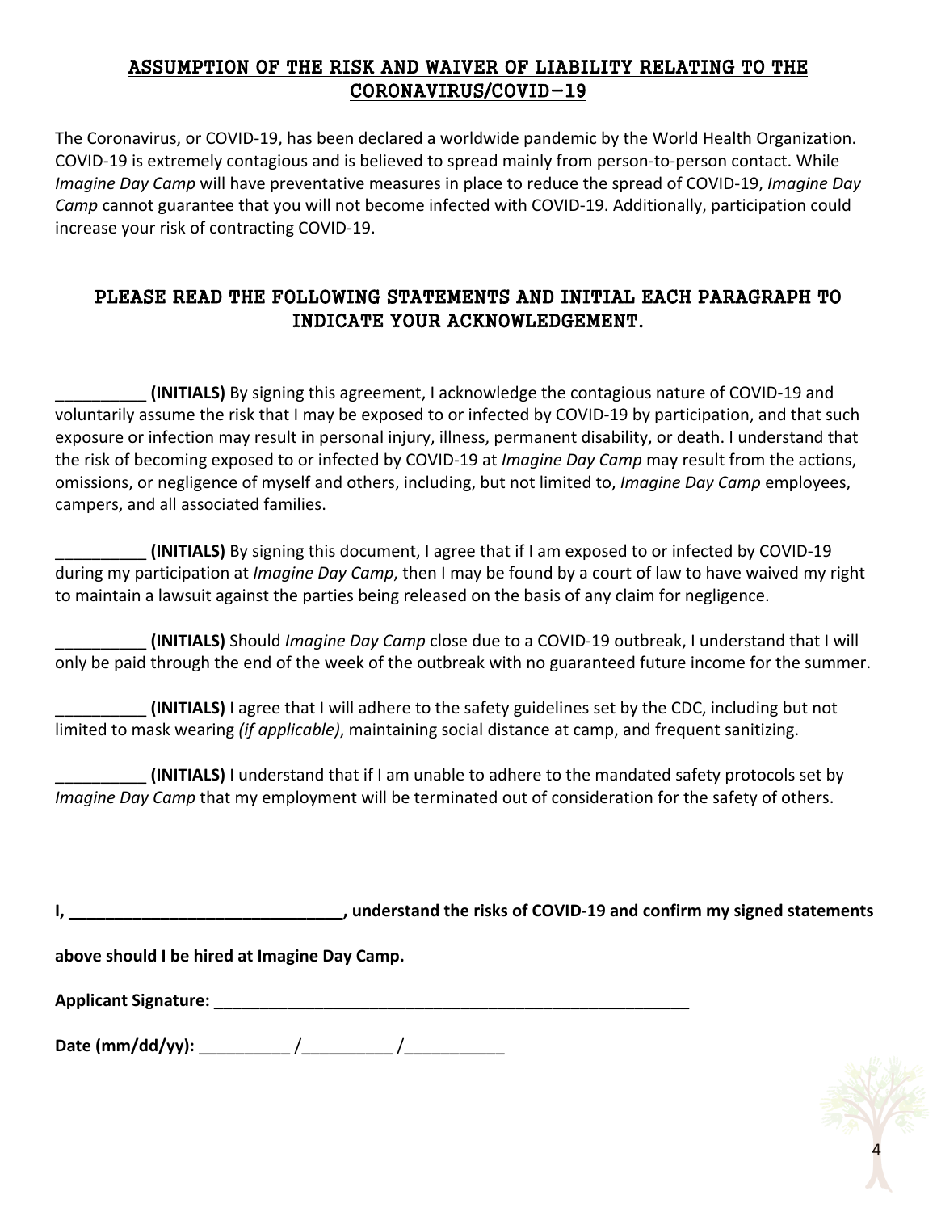## ASSUMPTION OF THE RISK AND WAIVER OF LIABILITY RELATING TO THE CORONAVIRUS/COVID-19

The Coronavirus, or COVID-19, has been declared a worldwide pandemic by the World Health Organization. COVID-19 is extremely contagious and is believed to spread mainly from person-to-person contact. While *Imagine Day Camp* will have preventative measures in place to reduce the spread of COVID-19, *Imagine Day Camp* cannot guarantee that you will not become infected with COVID-19. Additionally, participation could increase your risk of contracting COVID-19.

### PLEASE READ THE FOLLOWING STATEMENTS AND INITIAL EACH PARAGRAPH TO INDICATE YOUR ACKNOWLEDGEMENT.

__________ **(INITIALS)** By signing this agreement, I acknowledge the contagious nature of COVID-19 and voluntarily assume the risk that I may be exposed to or infected by COVID-19 by participation, and that such exposure or infection may result in personal injury, illness, permanent disability, or death. I understand that the risk of becoming exposed to or infected by COVID-19 at *Imagine Day Camp* may result from the actions, omissions, or negligence of myself and others, including, but not limited to, *Imagine Day Camp* employees, campers, and all associated families.

__________ **(INITIALS)** By signing this document, I agree that if I am exposed to or infected by COVID-19 during my participation at *Imagine Day Camp*, then I may be found by a court of law to have waived my right to maintain a lawsuit against the parties being released on the basis of any claim for negligence.

__________ **(INITIALS)** Should *Imagine Day Camp* close due to a COVID-19 outbreak, I understand that I will only be paid through the end of the week of the outbreak with no guaranteed future income for the summer.

__________ **(INITIALS)** I agree that I will adhere to the safety guidelines set by the CDC, including but not limited to mask wearing *(if applicable)*, maintaining social distance at camp, and frequent sanitizing.

__________ **(INITIALS)** I understand that if I am unable to adhere to the mandated safety protocols set by *Imagine Day Camp* that my employment will be terminated out of consideration for the safety of others.

**I, _______________________________, understand the risks of COVID-19 and confirm my signed statements above should I be hired at Imagine Day Camp.**

**Applicant Signature:** _______________________________________________________

**Date (mm/dd/yy):** __________ /__________ /___________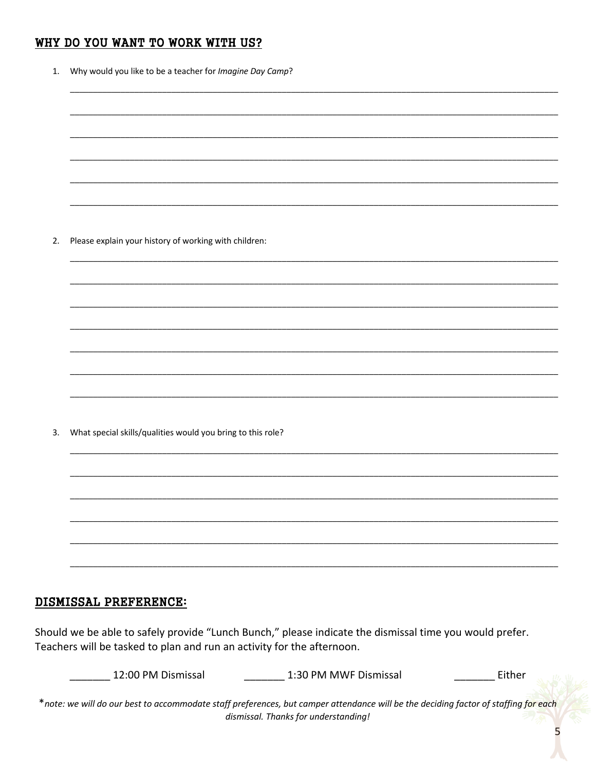## WHY DO YOU WANT TO WORK WITH US?

1. Why would you like to be a teacher for *Imagine Day Camp*?

_______________________________________________________________________________

_______________________________________________________________________________

_______________________________________________________________________________

_______________________________________________________________________________

_______________________________________________________________________________

_______________________________________________________________________________

2. Please explain your history of working with children:

_______________________________________________________________________________

_______________________________________________________________________________

_______________________________________________________________________________

_______________________________________________________________________________

_______________________________________________________________________________

_______________________________________________________________________________

_______________________________________________________________________________

3. What special skills/qualities would you bring to this role?

_______________________________________________________________________________

_______________________________________________________________________________

_______________________________________________________________________________

_______________________________________________________________________________

_______________________________________________________________________________

_______________________________________________________________________________

## DISMISSAL PREFERENCE:

Should we be able to safely provide "Lunch Bunch," please indicate the dismissal time you would prefer. Teachers will be tasked to plan and run an activity for the afternoon.

_______ 12:00 PM Dismissal  _______ 1:30 PM MWF Dismissal  _______ Either

\**note: we will do our best to accommodate staff preferences, but camper attendance will be the deciding factor of staffing for each dismissal. Thanks for understanding!*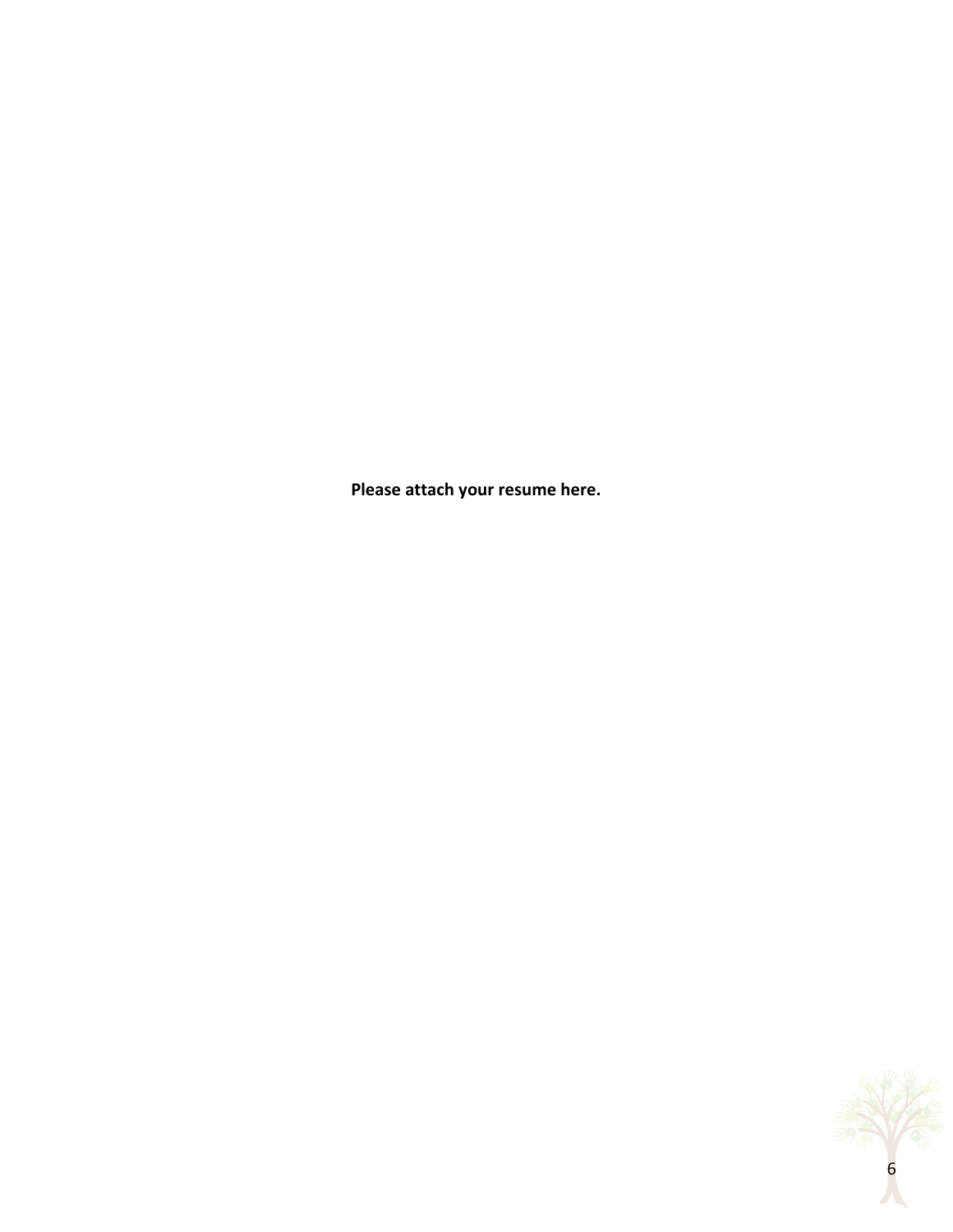**Please attach your resume here.**